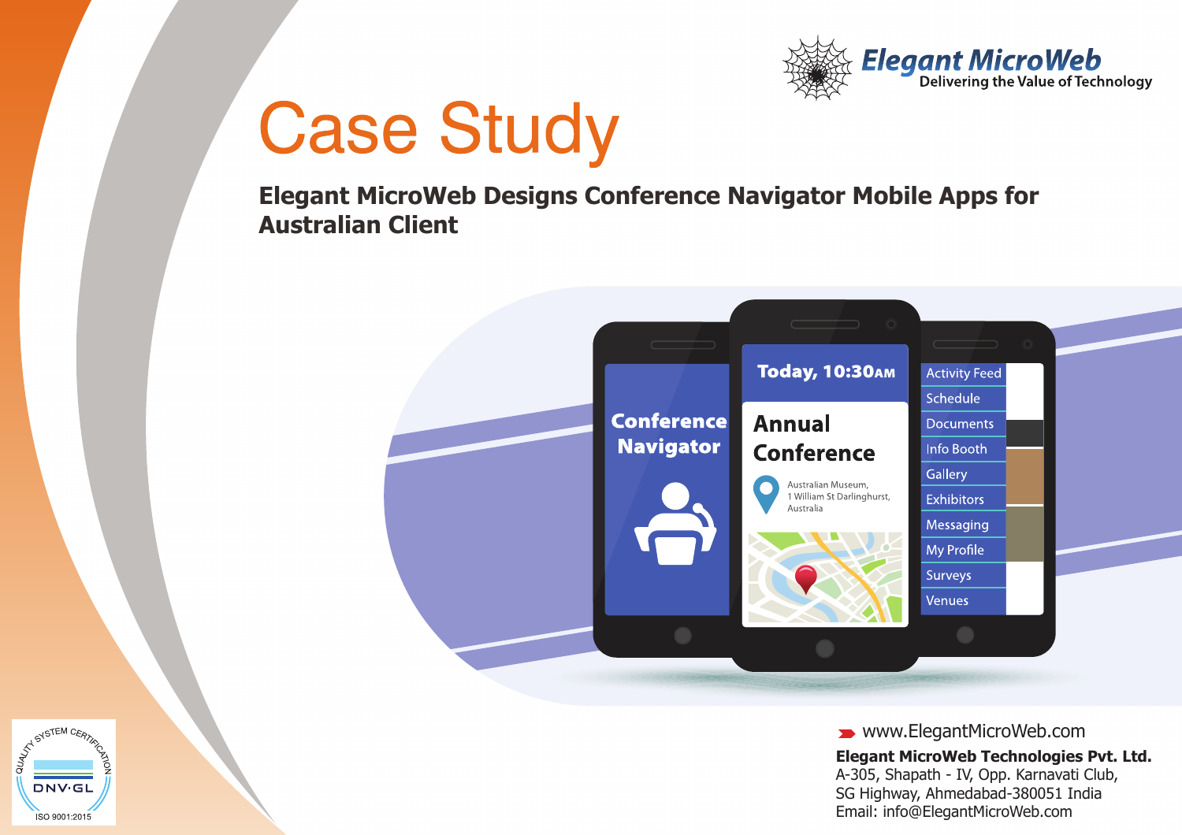Elegant MicroWeb
Delivering the Value of Technology

# Case Study

## Elegant MicroWeb Designs Conference Navigator Mobile Apps for Australian Client

www.ElegantMicroWeb.com

**Elegant MicroWeb Technologies Pvt. Ltd.**
A-305, Shapath - IV, Opp. Karnavati Club,
SG Highway, Ahmedabad-380051 India
Email: info@ElegantMicroWeb.com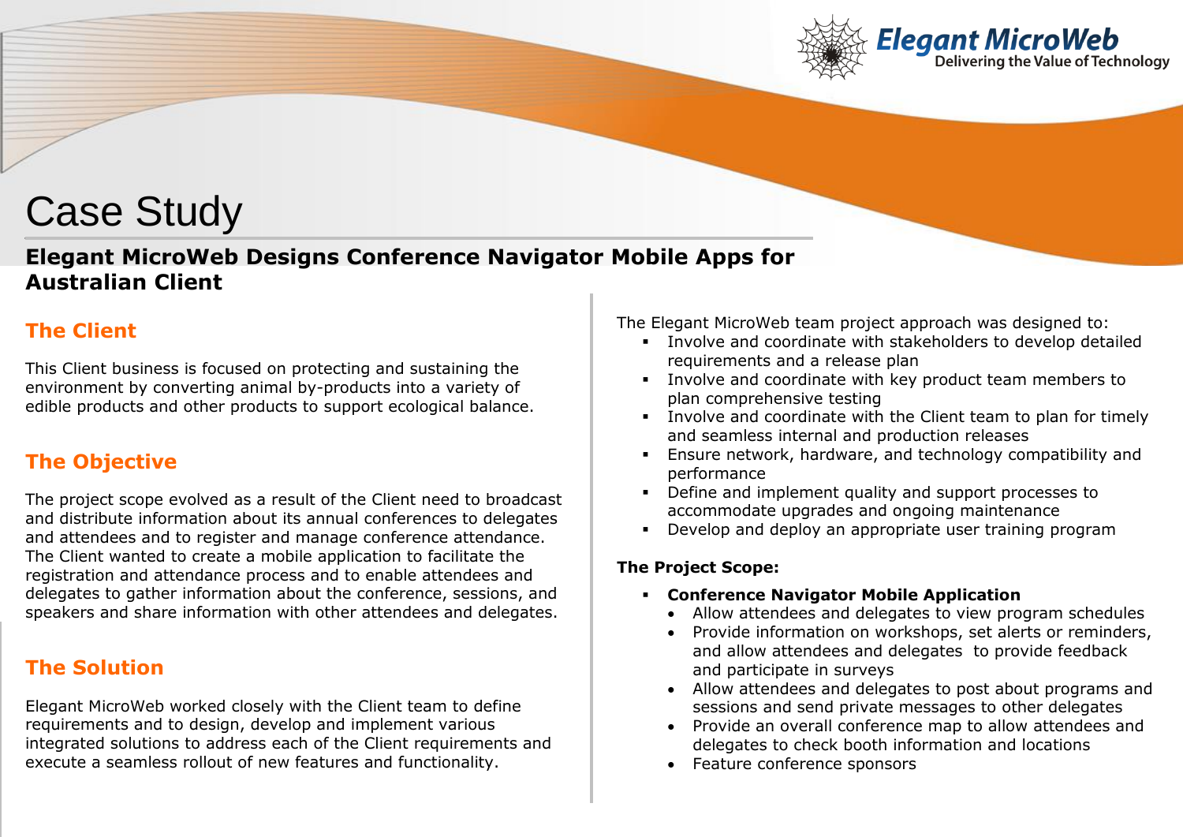# Case Study

## Elegant MicroWeb Designs Conference Navigator Mobile Apps for Australian Client

### The Client

This Client business is focused on protecting and sustaining the environment by converting animal by-products into a variety of edible products and other products to support ecological balance.

### The Objective

The project scope evolved as a result of the Client need to broadcast and distribute information about its annual conferences to delegates and attendees and to register and manage conference attendance. The Client wanted to create a mobile application to facilitate the registration and attendance process and to enable attendees and delegates to gather information about the conference, sessions, and speakers and share information with other attendees and delegates.

### The Solution

Elegant MicroWeb worked closely with the Client team to define requirements and to design, develop and implement various integrated solutions to address each of the Client requirements and execute a seamless rollout of new features and functionality.

The Elegant MicroWeb team project approach was designed to:

- Involve and coordinate with stakeholders to develop detailed requirements and a release plan
- Involve and coordinate with key product team members to plan comprehensive testing
- Involve and coordinate with the Client team to plan for timely and seamless internal and production releases
- Ensure network, hardware, and technology compatibility and performance
- Define and implement quality and support processes to accommodate upgrades and ongoing maintenance
- Develop and deploy an appropriate user training program

**The Project Scope:**

- **Conference Navigator Mobile Application**
  - Allow attendees and delegates to view program schedules
  - Provide information on workshops, set alerts or reminders, and allow attendees and delegates to provide feedback and participate in surveys
  - Allow attendees and delegates to post about programs and sessions and send private messages to other delegates
  - Provide an overall conference map to allow attendees and delegates to check booth information and locations
  - Feature conference sponsors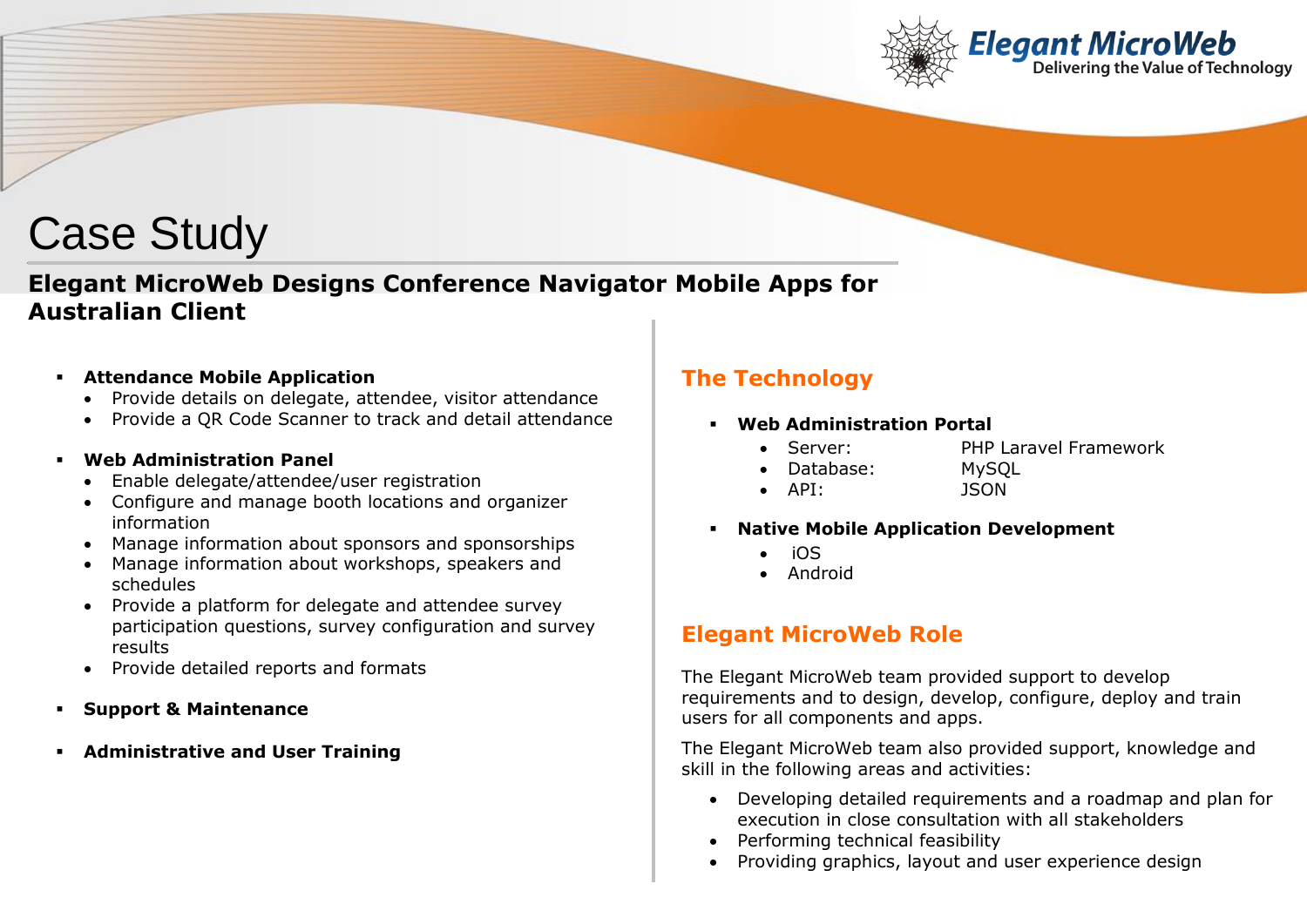# Case Study

## Elegant MicroWeb Designs Conference Navigator Mobile Apps for Australian Client

- **Attendance Mobile Application**
  - Provide details on delegate, attendee, visitor attendance
  - Provide a QR Code Scanner to track and detail attendance
- **Web Administration Panel**
  - Enable delegate/attendee/user registration
  - Configure and manage booth locations and organizer information
  - Manage information about sponsors and sponsorships
  - Manage information about workshops, speakers and schedules
  - Provide a platform for delegate and attendee survey participation questions, survey configuration and survey results
  - Provide detailed reports and formats
- **Support & Maintenance**
- **Administrative and User Training**

### The Technology

- **Web Administration Portal**
  - Server: PHP Laravel Framework
  - Database: MySQL
  - API: JSON
- **Native Mobile Application Development**
  - iOS
  - Android

### Elegant MicroWeb Role

The Elegant MicroWeb team provided support to develop requirements and to design, develop, configure, deploy and train users for all components and apps.

The Elegant MicroWeb team also provided support, knowledge and skill in the following areas and activities:

- Developing detailed requirements and a roadmap and plan for execution in close consultation with all stakeholders
- Performing technical feasibility
- Providing graphics, layout and user experience design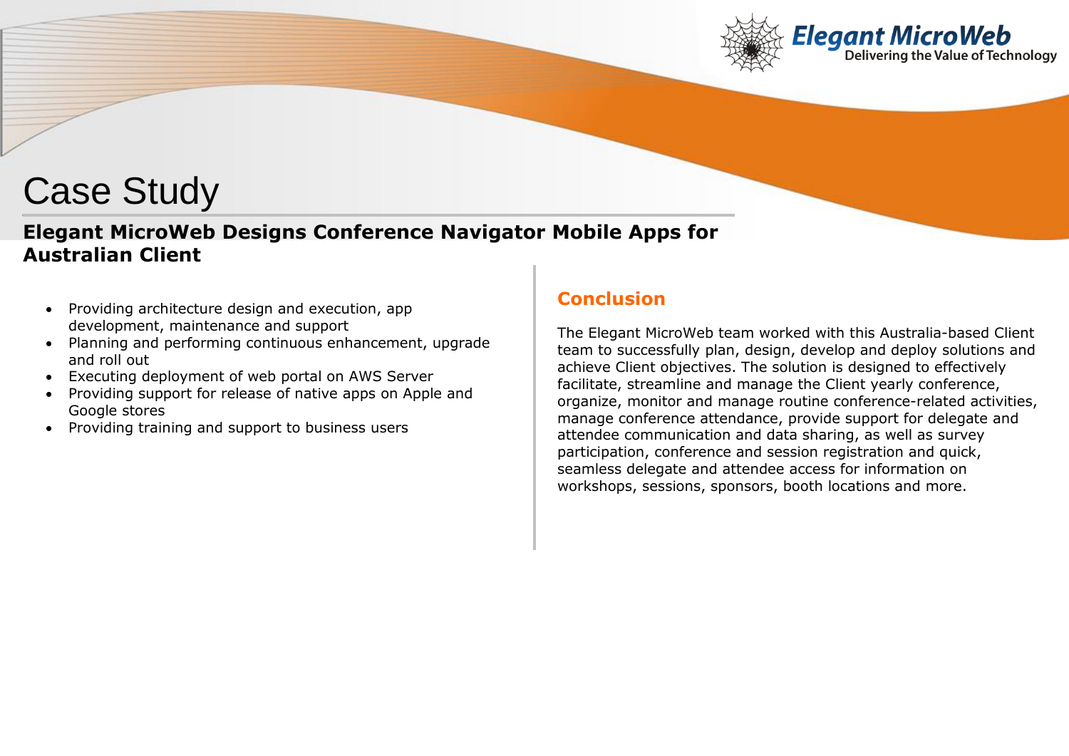# Case Study

## Elegant MicroWeb Designs Conference Navigator Mobile Apps for Australian Client

- Providing architecture design and execution, app development, maintenance and support
- Planning and performing continuous enhancement, upgrade and roll out
- Executing deployment of web portal on AWS Server
- Providing support for release of native apps on Apple and Google stores
- Providing training and support to business users

### Conclusion

The Elegant MicroWeb team worked with this Australia-based Client team to successfully plan, design, develop and deploy solutions and achieve Client objectives. The solution is designed to effectively facilitate, streamline and manage the Client yearly conference, organize, monitor and manage routine conference-related activities, manage conference attendance, provide support for delegate and attendee communication and data sharing, as well as survey participation, conference and session registration and quick, seamless delegate and attendee access for information on workshops, sessions, sponsors, booth locations and more.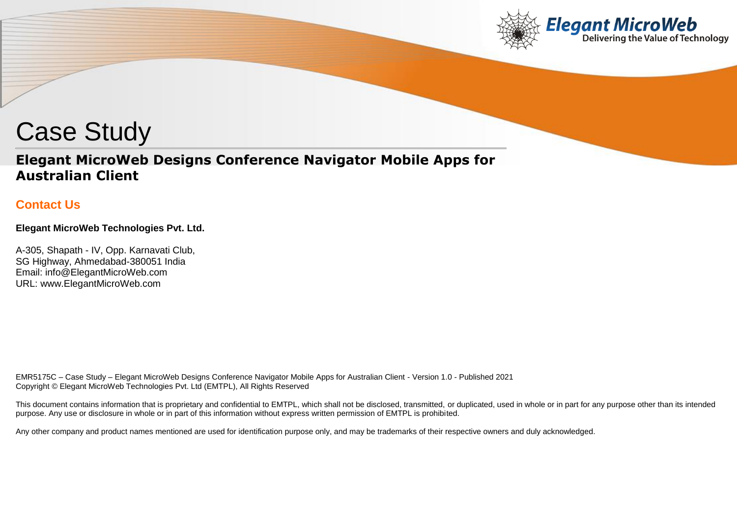Elegant MicroWeb
Delivering the Value of Technology

# Case Study

## Elegant MicroWeb Designs Conference Navigator Mobile Apps for Australian Client

### Contact Us

**Elegant MicroWeb Technologies Pvt. Ltd.**

A-305, Shapath - IV, Opp. Karnavati Club,
SG Highway, Ahmedabad-380051 India
Email: info@ElegantMicroWeb.com
URL: www.ElegantMicroWeb.com

EMR5175C – Case Study – Elegant MicroWeb Designs Conference Navigator Mobile Apps for Australian Client - Version 1.0 - Published 2021
Copyright © Elegant MicroWeb Technologies Pvt. Ltd (EMTPL), All Rights Reserved

This document contains information that is proprietary and confidential to EMTPL, which shall not be disclosed, transmitted, or duplicated, used in whole or in part for any purpose other than its intended purpose. Any use or disclosure in whole or in part of this information without express written permission of EMTPL is prohibited.

Any other company and product names mentioned are used for identification purpose only, and may be trademarks of their respective owners and duly acknowledged.